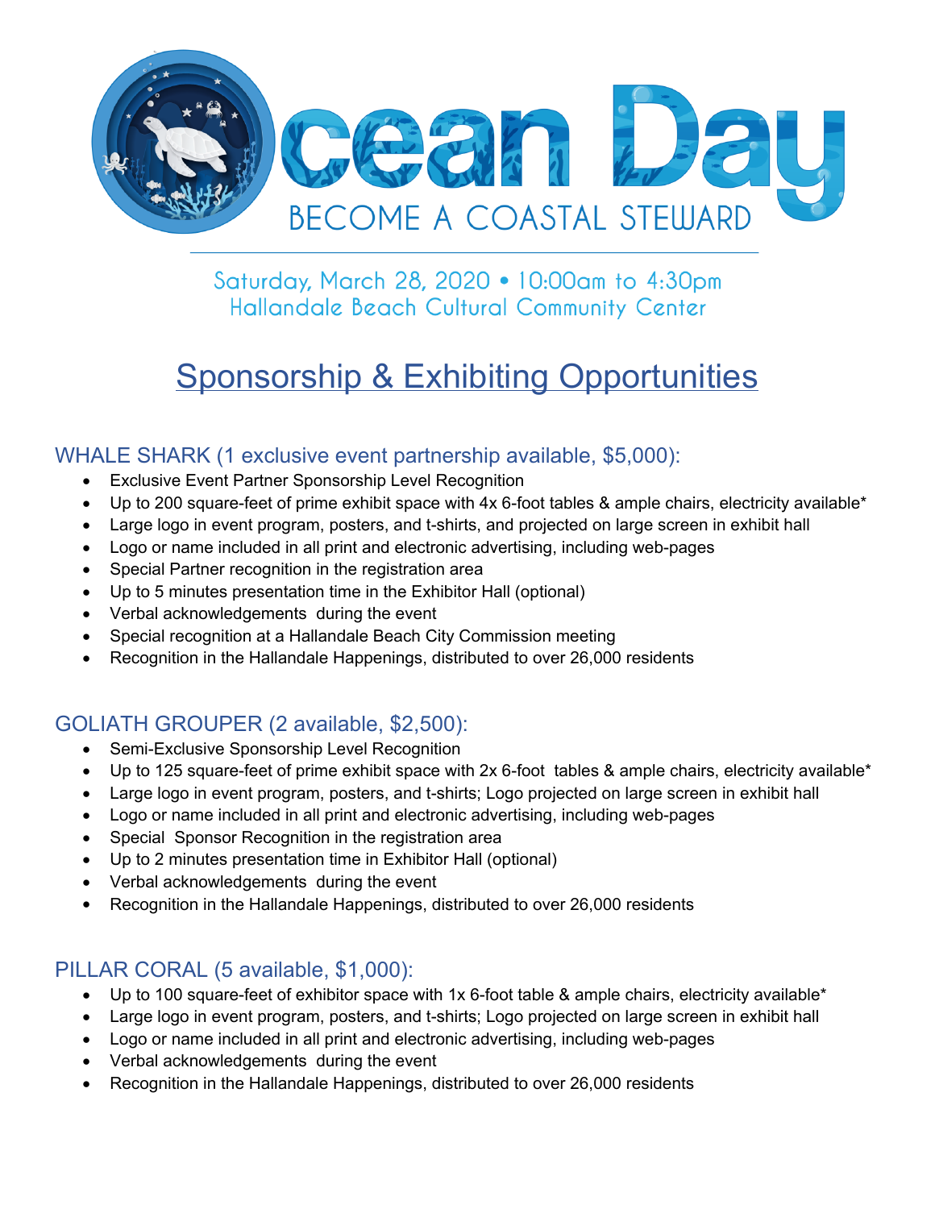# Ocean Day

## BECOME A COASTAL STEWARD

Saturday, March 28, 2020 • 10:00am to 4:30pm
Hallandale Beach Cultural Community Center

# Sponsorship & Exhibiting Opportunities

## WHALE SHARK (1 exclusive event partnership available, $5,000):

- Exclusive Event Partner Sponsorship Level Recognition
- Up to 200 square-feet of prime exhibit space with 4x 6-foot tables & ample chairs, electricity available*
- Large logo in event program, posters, and t-shirts, and projected on large screen in exhibit hall
- Logo or name included in all print and electronic advertising, including web-pages
- Special Partner recognition in the registration area
- Up to 5 minutes presentation time in the Exhibitor Hall (optional)
- Verbal acknowledgements during the event
- Special recognition at a Hallandale Beach City Commission meeting
- Recognition in the Hallandale Happenings, distributed to over 26,000 residents

## GOLIATH GROUPER (2 available, $2,500):

- Semi-Exclusive Sponsorship Level Recognition
- Up to 125 square-feet of prime exhibit space with 2x 6-foot tables & ample chairs, electricity available*
- Large logo in event program, posters, and t-shirts; Logo projected on large screen in exhibit hall
- Logo or name included in all print and electronic advertising, including web-pages
- Special Sponsor Recognition in the registration area
- Up to 2 minutes presentation time in Exhibitor Hall (optional)
- Verbal acknowledgements during the event
- Recognition in the Hallandale Happenings, distributed to over 26,000 residents

## PILLAR CORAL (5 available, $1,000):

- Up to 100 square-feet of exhibitor space with 1x 6-foot table & ample chairs, electricity available*
- Large logo in event program, posters, and t-shirts; Logo projected on large screen in exhibit hall
- Logo or name included in all print and electronic advertising, including web-pages
- Verbal acknowledgements during the event
- Recognition in the Hallandale Happenings, distributed to over 26,000 residents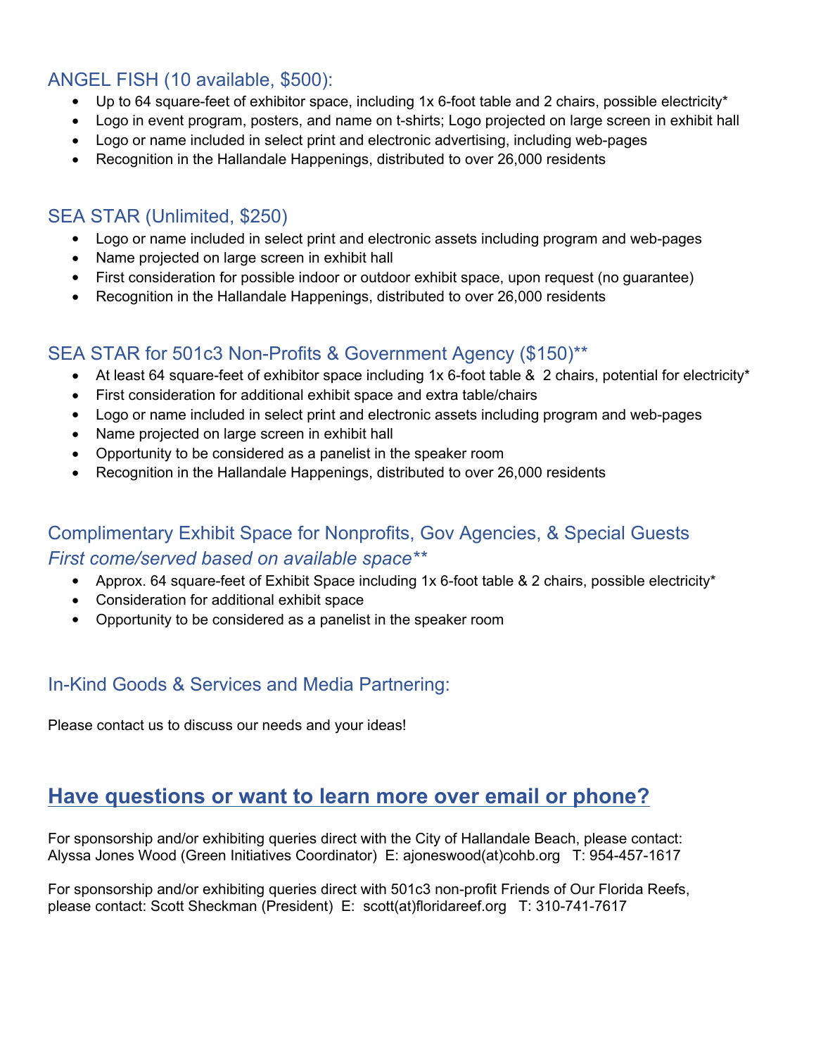### ANGEL FISH (10 available, $500):

- Up to 64 square-feet of exhibitor space, including 1x 6-foot table and 2 chairs, possible electricity*
- Logo in event program, posters, and name on t-shirts; Logo projected on large screen in exhibit hall
- Logo or name included in select print and electronic advertising, including web-pages
- Recognition in the Hallandale Happenings, distributed to over 26,000 residents

### SEA STAR (Unlimited, $250)

- Logo or name included in select print and electronic assets including program and web-pages
- Name projected on large screen in exhibit hall
- First consideration for possible indoor or outdoor exhibit space, upon request (no guarantee)
- Recognition in the Hallandale Happenings, distributed to over 26,000 residents

### SEA STAR for 501c3 Non-Profits & Government Agency ($150)**

- At least 64 square-feet of exhibitor space including 1x 6-foot table & 2 chairs, potential for electricity*
- First consideration for additional exhibit space and extra table/chairs
- Logo or name included in select print and electronic assets including program and web-pages
- Name projected on large screen in exhibit hall
- Opportunity to be considered as a panelist in the speaker room
- Recognition in the Hallandale Happenings, distributed to over 26,000 residents

### Complimentary Exhibit Space for Nonprofits, Gov Agencies, & Special Guests
*First come/served based on available space***

- Approx. 64 square-feet of Exhibit Space including 1x 6-foot table & 2 chairs, possible electricity*
- Consideration for additional exhibit space
- Opportunity to be considered as a panelist in the speaker room

### In-Kind Goods & Services and Media Partnering:

Please contact us to discuss our needs and your ideas!

## Have questions or want to learn more over email or phone?

For sponsorship and/or exhibiting queries direct with the City of Hallandale Beach, please contact: Alyssa Jones Wood (Green Initiatives Coordinator) E: ajoneswood(at)cohb.org T: 954-457-1617

For sponsorship and/or exhibiting queries direct with 501c3 non-profit Friends of Our Florida Reefs, please contact: Scott Sheckman (President) E: scott(at)floridareef.org T: 310-741-7617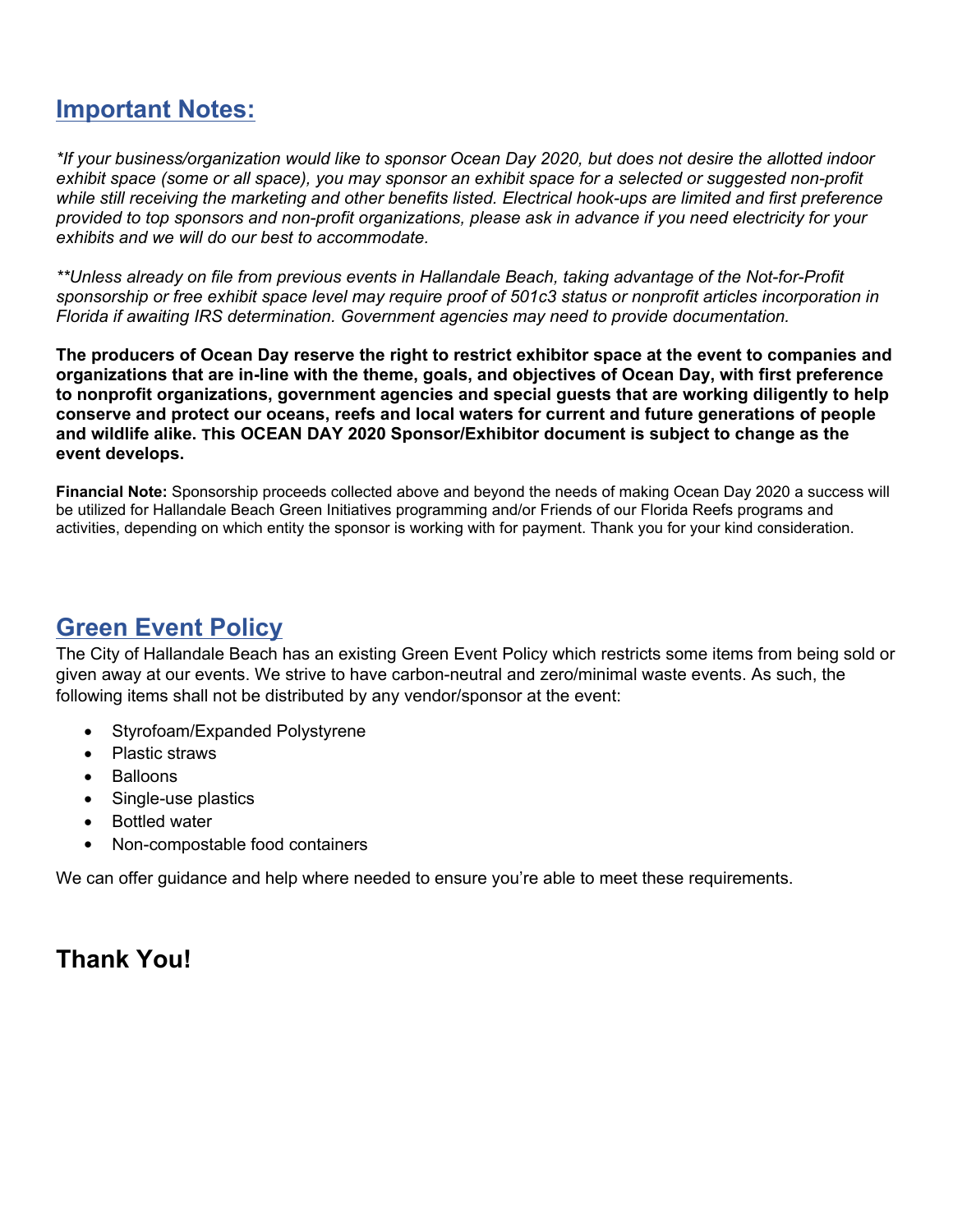## Important Notes:

*\*If your business/organization would like to sponsor Ocean Day 2020, but does not desire the allotted indoor exhibit space (some or all space), you may sponsor an exhibit space for a selected or suggested non-profit while still receiving the marketing and other benefits listed. Electrical hook-ups are limited and first preference provided to top sponsors and non-profit organizations, please ask in advance if you need electricity for your exhibits and we will do our best to accommodate.*

*\*\*Unless already on file from previous events in Hallandale Beach, taking advantage of the Not-for-Profit sponsorship or free exhibit space level may require proof of 501c3 status or nonprofit articles incorporation in Florida if awaiting IRS determination. Government agencies may need to provide documentation.*

**The producers of Ocean Day reserve the right to restrict exhibitor space at the event to companies and organizations that are in-line with the theme, goals, and objectives of Ocean Day, with first preference to nonprofit organizations, government agencies and special guests that are working diligently to help conserve and protect our oceans, reefs and local waters for current and future generations of people and wildlife alike. This OCEAN DAY 2020 Sponsor/Exhibitor document is subject to change as the event develops.**

**Financial Note:** Sponsorship proceeds collected above and beyond the needs of making Ocean Day 2020 a success will be utilized for Hallandale Beach Green Initiatives programming and/or Friends of our Florida Reefs programs and activities, depending on which entity the sponsor is working with for payment. Thank you for your kind consideration.

## Green Event Policy

The City of Hallandale Beach has an existing Green Event Policy which restricts some items from being sold or given away at our events. We strive to have carbon-neutral and zero/minimal waste events. As such, the following items shall not be distributed by any vendor/sponsor at the event:

- Styrofoam/Expanded Polystyrene
- Plastic straws
- Balloons
- Single-use plastics
- Bottled water
- Non-compostable food containers

We can offer guidance and help where needed to ensure you're able to meet these requirements.

## Thank You!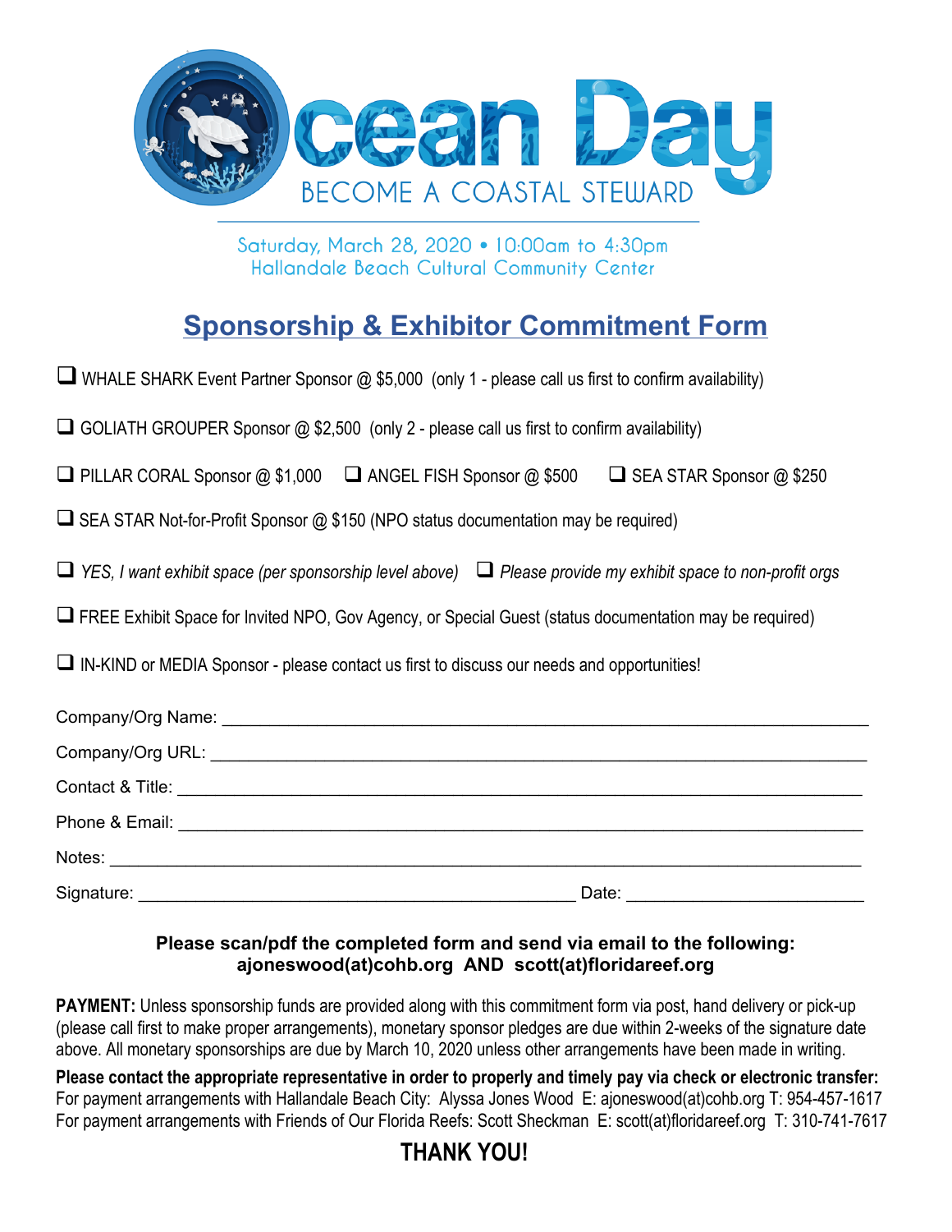# Ocean Day

BECOME A COASTAL STEWARD

Saturday, March 28, 2020 • 10:00am to 4:30pm
Hallandale Beach Cultural Community Center

## Sponsorship & Exhibitor Commitment Form

- ☐ WHALE SHARK Event Partner Sponsor @ $5,000 (only 1 - please call us first to confirm availability)
- ☐ GOLIATH GROUPER Sponsor @ $2,500 (only 2 - please call us first to confirm availability)
- ☐ PILLAR CORAL Sponsor @ $1,000 ☐ ANGEL FISH Sponsor @ $500 ☐ SEA STAR Sponsor @ $250
- ☐ SEA STAR Not-for-Profit Sponsor @ $150 (NPO status documentation may be required)
- ☐ *YES, I want exhibit space (per sponsorship level above)* ☐ *Please provide my exhibit space to non-profit orgs*
- ☐ FREE Exhibit Space for Invited NPO, Gov Agency, or Special Guest (status documentation may be required)
- ☐ IN-KIND or MEDIA Sponsor - please contact us first to discuss our needs and opportunities!

Company/Org Name: ______________________________

Company/Org URL: ______________________________

Contact & Title: ______________________________

Phone & Email: ______________________________

Notes: ______________________________

Signature: ______________________________ Date: ____________________

**Please scan/pdf the completed form and send via email to the following:**
**ajoneswood(at)cohb.org AND scott(at)floridareef.org**

**PAYMENT:** Unless sponsorship funds are provided along with this commitment form via post, hand delivery or pick-up (please call first to make proper arrangements), monetary sponsor pledges are due within 2-weeks of the signature date above. All monetary sponsorships are due by March 10, 2020 unless other arrangements have been made in writing.

**Please contact the appropriate representative in order to properly and timely pay via check or electronic transfer:**
For payment arrangements with Hallandale Beach City: Alyssa Jones Wood E: ajoneswood(at)cohb.org T: 954-457-1617
For payment arrangements with Friends of Our Florida Reefs: Scott Sheckman E: scott(at)floridareef.org T: 310-741-7617

**THANK YOU!**